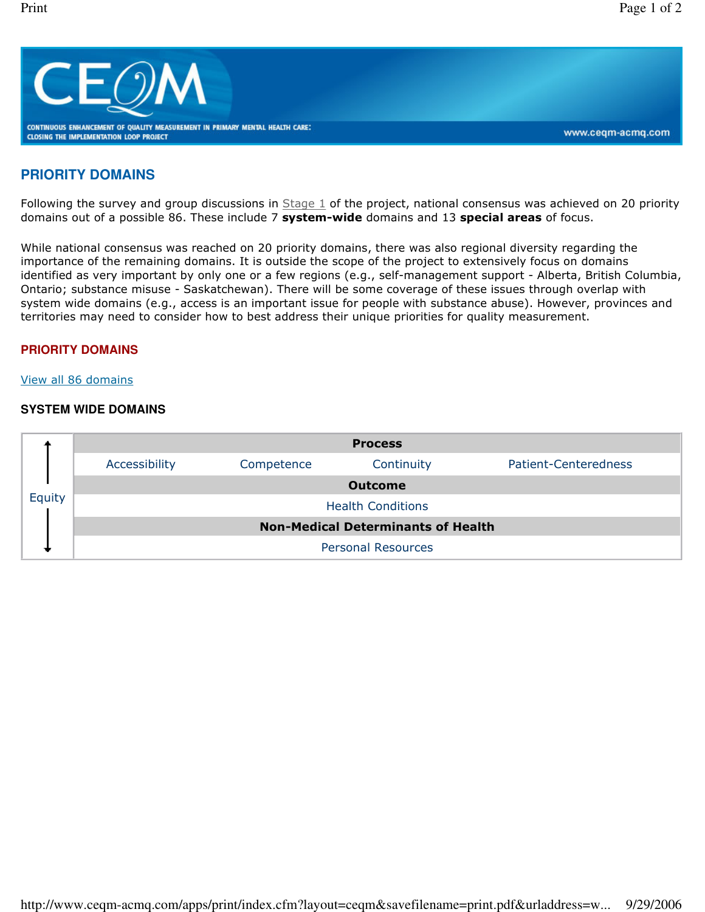# CEQM

CONTINUOUS ENHANCEMENT OF QUALITY MEASUREMENT IN PRIMARY MENTAL HEALTH CARE:
CLOSING THE IMPLEMENTATION LOOP PROJECT

www.ceqm-acmq.com

## PRIORITY DOMAINS

Following the survey and group discussions in Stage 1 of the project, national consensus was achieved on 20 priority domains out of a possible 86. These include 7 **system-wide** domains and 13 **special areas** of focus.

While national consensus was reached on 20 priority domains, there was also regional diversity regarding the importance of the remaining domains. It is outside the scope of the project to extensively focus on domains identified as very important by only one or a few regions (e.g., self-management support - Alberta, British Columbia, Ontario; substance misuse - Saskatchewan). There will be some coverage of these issues through overlap with system wide domains (e.g., access is an important issue for people with substance abuse). However, provinces and territories may need to consider how to best address their unique priorities for quality measurement.

## PRIORITY DOMAINS

View all 86 domains

### SYSTEM WIDE DOMAINS

| Equity | Process | | | |
|---|---|---|---|---|
| | Accessibility | Competence | Continuity | Patient-Centeredness |
| | **Outcome** | | | |
| | Health Conditions | | | |
| | **Non-Medical Determinants of Health** | | | |
| | Personal Resources | | | |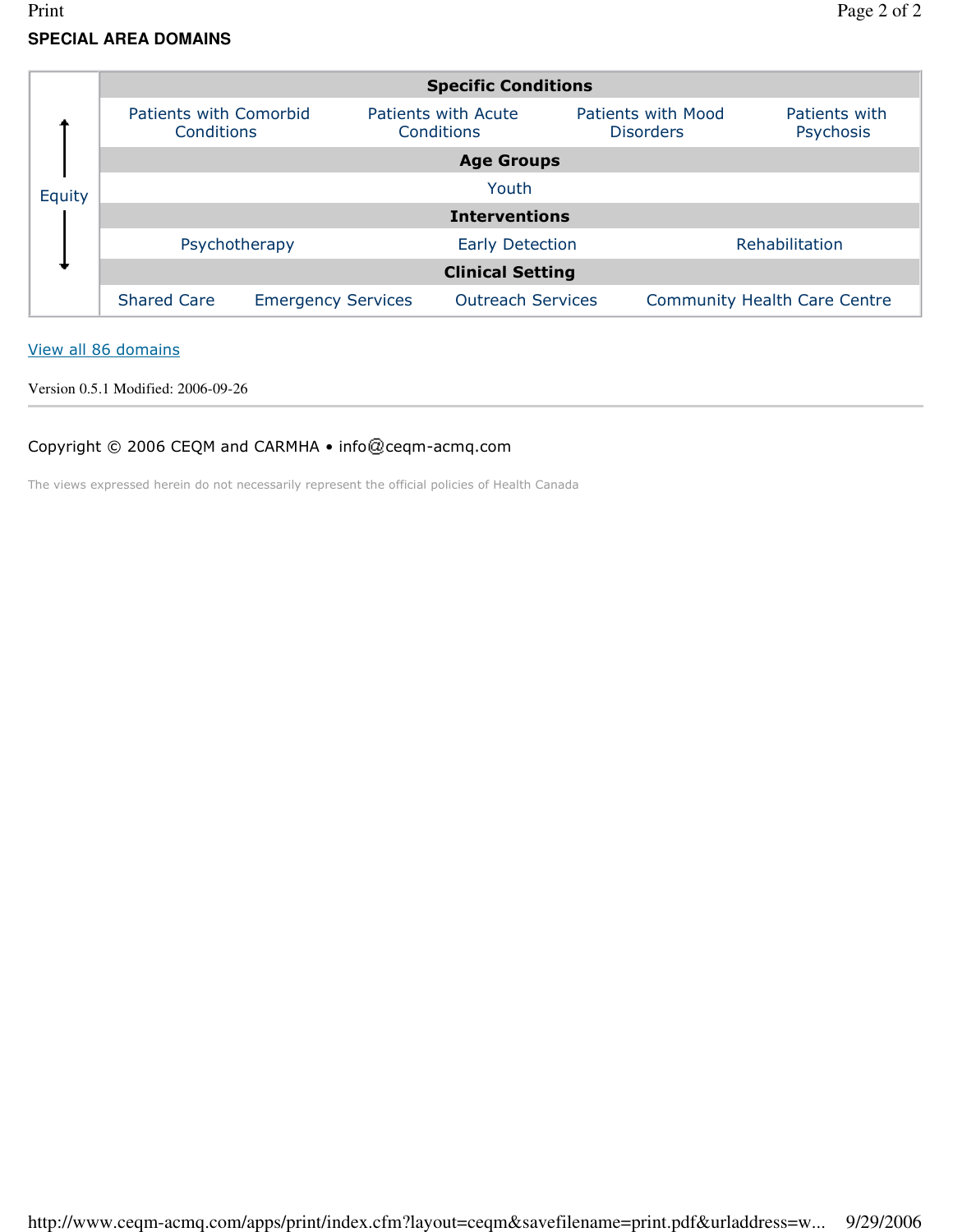## SPECIAL AREA DOMAINS

| | | | | |
|---|---|---|---|---|
| Equity | **Specific Conditions** | | | |
| | Patients with Comorbid Conditions | Patients with Acute Conditions | Patients with Mood Disorders | Patients with Psychosis |
| | **Age Groups** | | | |
| | Youth | | | |
| | **Interventions** | | | |
| | Psychotherapy | Early Detection | Rehabilitation | |
| | **Clinical Setting** | | | |
| | Shared Care | Emergency Services | Outreach Services | Community Health Care Centre |

View all 86 domains

Version 0.5.1 Modified: 2006-09-26

Copyright © 2006 CEQM and CARMHA • info@ceqm-acmq.com

The views expressed herein do not necessarily represent the official policies of Health Canada